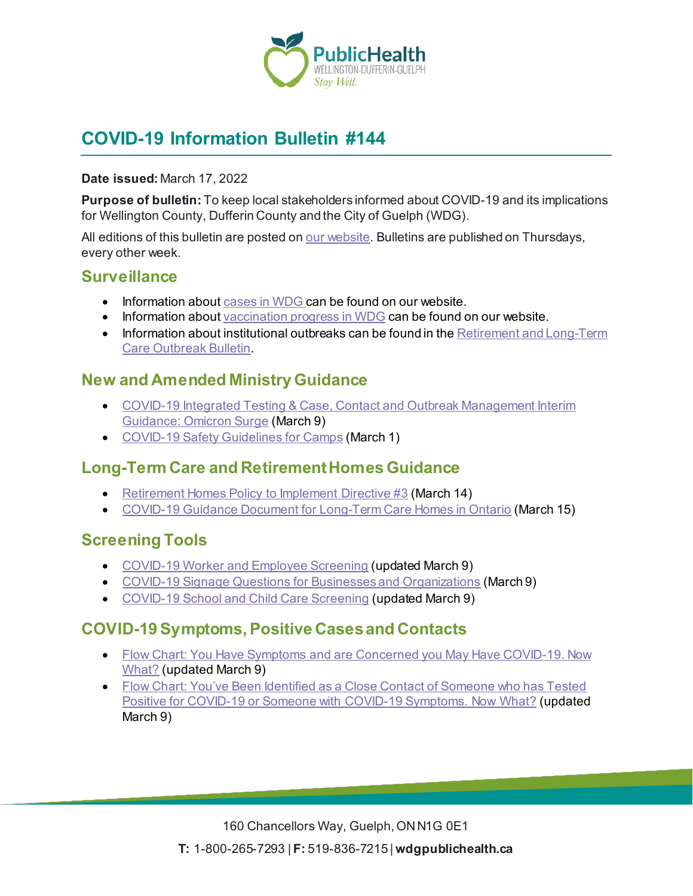# COVID-19 Information Bulletin #144

**Date issued:** March 17, 2022

**Purpose of bulletin:** To keep local stakeholders informed about COVID-19 and its implications for Wellington County, Dufferin County and the City of Guelph (WDG).

All editions of this bulletin are posted on our website. Bulletins are published on Thursdays, every other week.

## Surveillance

- Information about cases in WDG can be found on our website.
- Information about vaccination progress in WDG can be found on our website.
- Information about institutional outbreaks can be found in the Retirement and Long-Term Care Outbreak Bulletin.

## New and Amended Ministry Guidance

- COVID-19 Integrated Testing & Case, Contact and Outbreak Management Interim Guidance: Omicron Surge (March 9)
- COVID-19 Safety Guidelines for Camps (March 1)

## Long-Term Care and Retirement Homes Guidance

- Retirement Homes Policy to Implement Directive #3 (March 14)
- COVID-19 Guidance Document for Long-Term Care Homes in Ontario (March 15)

## Screening Tools

- COVID-19 Worker and Employee Screening (updated March 9)
- COVID-19 Signage Questions for Businesses and Organizations (March 9)
- COVID-19 School and Child Care Screening (updated March 9)

## COVID-19 Symptoms, Positive Cases and Contacts

- Flow Chart: You Have Symptoms and are Concerned you May Have COVID-19. Now What? (updated March 9)
- Flow Chart: You've Been Identified as a Close Contact of Someone who has Tested Positive for COVID-19 or Someone with COVID-19 Symptoms. Now What? (updated March 9)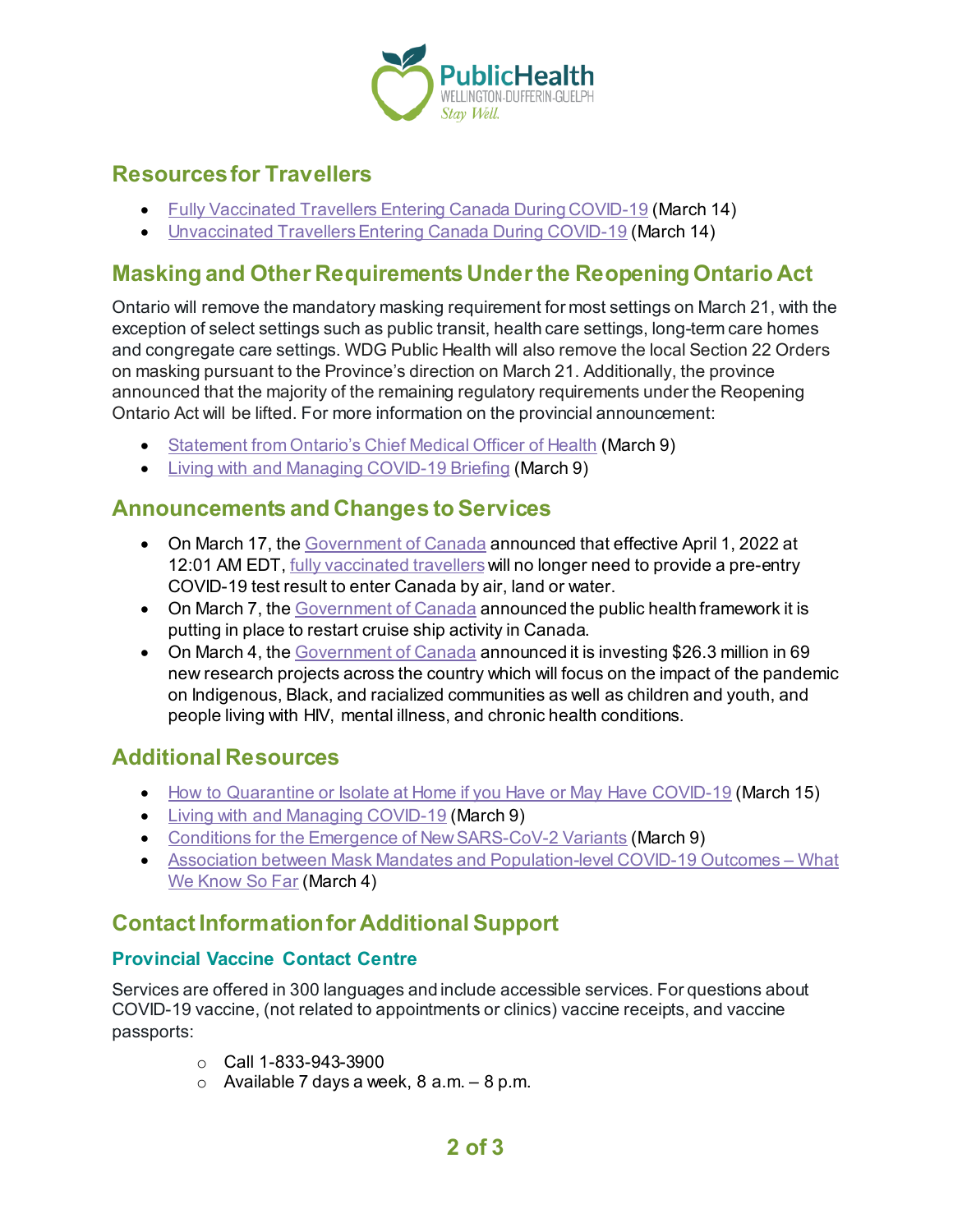## Resources for Travellers

- Fully Vaccinated Travellers Entering Canada During COVID-19 (March 14)
- Unvaccinated Travellers Entering Canada During COVID-19 (March 14)

## Masking and Other Requirements Under the Reopening Ontario Act

Ontario will remove the mandatory masking requirement for most settings on March 21, with the exception of select settings such as public transit, health care settings, long-term care homes and congregate care settings. WDG Public Health will also remove the local Section 22 Orders on masking pursuant to the Province's direction on March 21. Additionally, the province announced that the majority of the remaining regulatory requirements under the Reopening Ontario Act will be lifted. For more information on the provincial announcement:

- Statement from Ontario's Chief Medical Officer of Health (March 9)
- Living with and Managing COVID-19 Briefing (March 9)

## Announcements and Changes to Services

- On March 17, the Government of Canada announced that effective April 1, 2022 at 12:01 AM EDT, fully vaccinated travellers will no longer need to provide a pre-entry COVID-19 test result to enter Canada by air, land or water.
- On March 7, the Government of Canada announced the public health framework it is putting in place to restart cruise ship activity in Canada.
- On March 4, the Government of Canada announced it is investing $26.3 million in 69 new research projects across the country which will focus on the impact of the pandemic on Indigenous, Black, and racialized communities as well as children and youth, and people living with HIV, mental illness, and chronic health conditions.

## Additional Resources

- How to Quarantine or Isolate at Home if you Have or May Have COVID-19 (March 15)
- Living with and Managing COVID-19 (March 9)
- Conditions for the Emergence of New SARS-CoV-2 Variants (March 9)
- Association between Mask Mandates and Population-level COVID-19 Outcomes – What We Know So Far (March 4)

## Contact Information for Additional Support

### Provincial Vaccine Contact Centre

Services are offered in 300 languages and include accessible services. For questions about COVID-19 vaccine, (not related to appointments or clinics) vaccine receipts, and vaccine passports:

- Call 1-833-943-3900
- Available 7 days a week, 8 a.m. – 8 p.m.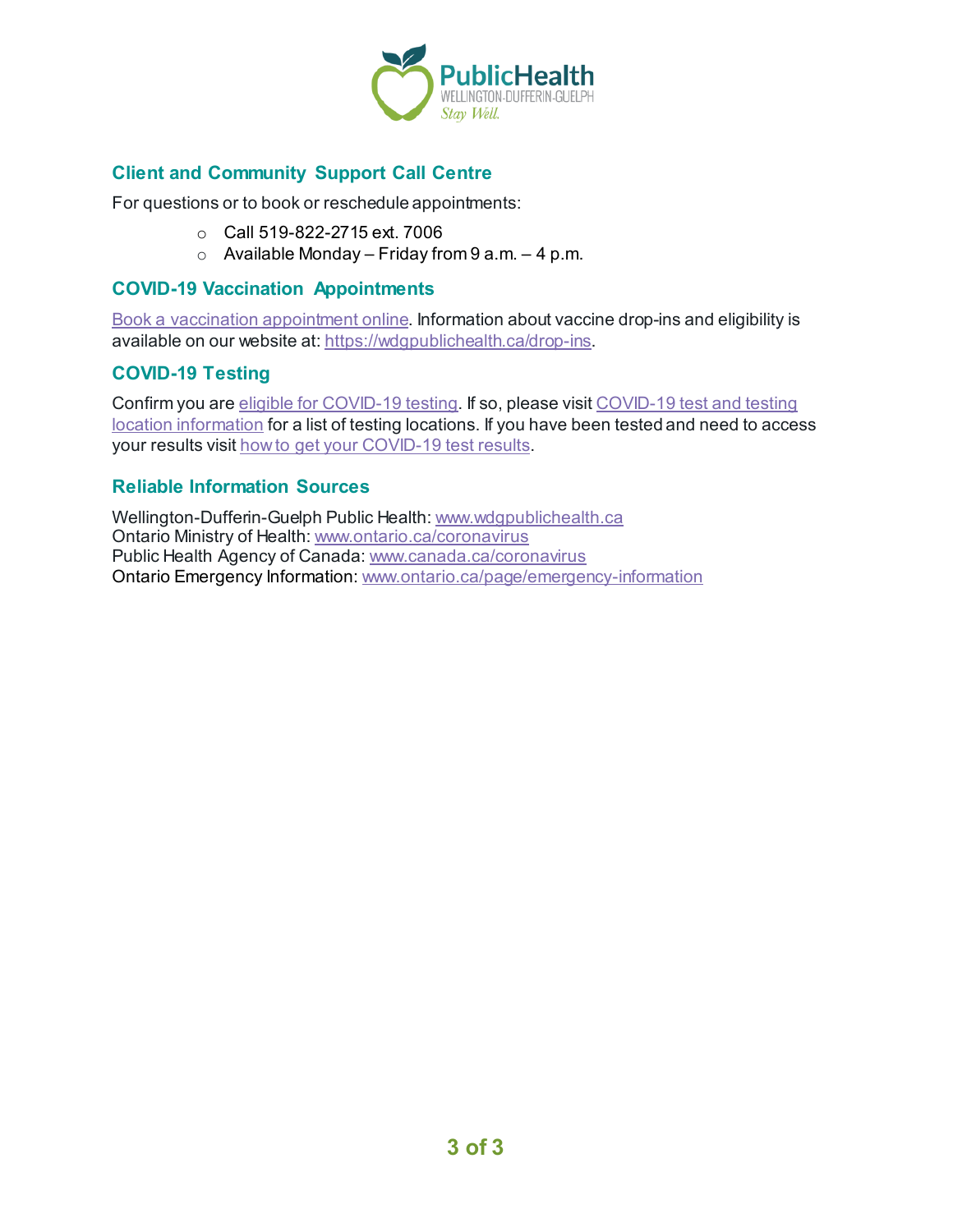## Client and Community Support Call Centre

For questions or to book or reschedule appointments:

- Call 519-822-2715 ext. 7006
- Available Monday – Friday from 9 a.m. – 4 p.m.

## COVID-19 Vaccination Appointments

Book a vaccination appointment online. Information about vaccine drop-ins and eligibility is available on our website at: https://wdgpublichealth.ca/drop-ins.

## COVID-19 Testing

Confirm you are eligible for COVID-19 testing. If so, please visit COVID-19 test and testing location information for a list of testing locations. If you have been tested and need to access your results visit how to get your COVID-19 test results.

## Reliable Information Sources

Wellington-Dufferin-Guelph Public Health: www.wdgpublichealth.ca
Ontario Ministry of Health: www.ontario.ca/coronavirus
Public Health Agency of Canada: www.canada.ca/coronavirus
Ontario Emergency Information: www.ontario.ca/page/emergency-information